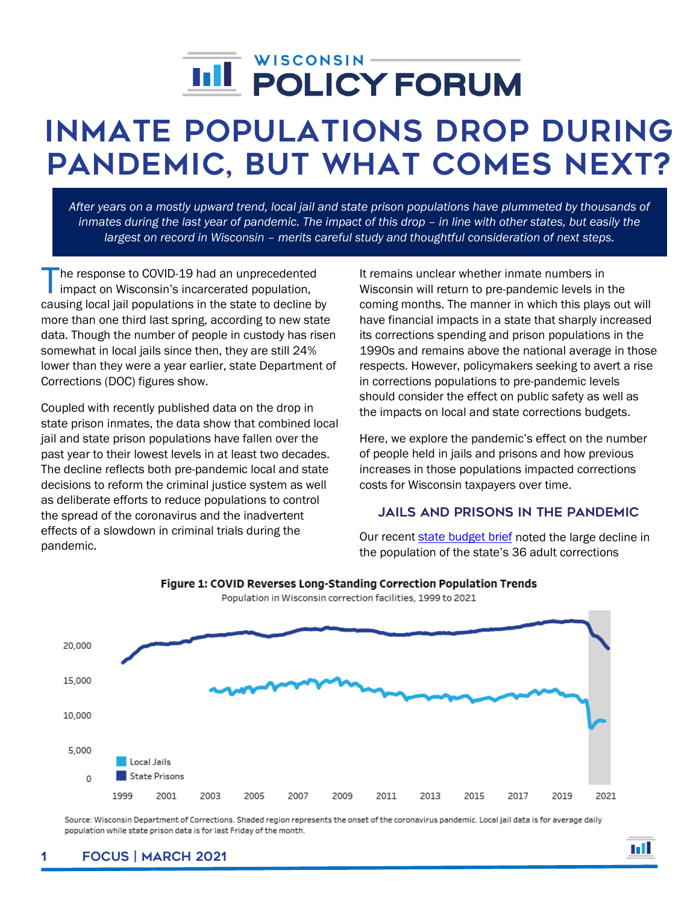# WISCONSIN POLICY FORUM

# INMATE POPULATIONS DROP DURING PANDEMIC, BUT WHAT COMES NEXT?

*After years on a mostly upward trend, local jail and state prison populations have plummeted by thousands of inmates during the last year of pandemic. The impact of this drop – in line with other states, but easily the largest on record in Wisconsin – merits careful study and thoughtful consideration of next steps.*

The response to COVID-19 had an unprecedented impact on Wisconsin's incarcerated population, causing local jail populations in the state to decline by more than one third last spring, according to new state data. Though the number of people in custody has risen somewhat in local jails since then, they are still 24% lower than they were a year earlier, state Department of Corrections (DOC) figures show.

Coupled with recently published data on the drop in state prison inmates, the data show that combined local jail and state prison populations have fallen over the past year to their lowest levels in at least two decades. The decline reflects both pre-pandemic local and state decisions to reform the criminal justice system as well as deliberate efforts to reduce populations to control the spread of the coronavirus and the inadvertent effects of a slowdown in criminal trials during the pandemic.

It remains unclear whether inmate numbers in Wisconsin will return to pre-pandemic levels in the coming months. The manner in which this plays out will have financial impacts in a state that sharply increased its corrections spending and prison populations in the 1990s and remains above the national average in those respects. However, policymakers seeking to avert a rise in corrections populations to pre-pandemic levels should consider the effect on public safety as well as the impacts on local and state corrections budgets.

Here, we explore the pandemic's effect on the number of people held in jails and prisons and how previous increases in those populations impacted corrections costs for Wisconsin taxpayers over time.

## JAILS AND PRISONS IN THE PANDEMIC

Our recent state budget brief noted the large decline in the population of the state's 36 adult corrections

**Figure 1: COVID Reverses Long-Standing Correction Population Trends**

Population in Wisconsin correction facilities, 1999 to 2021

Source: Wisconsin Department of Corrections. Shaded region represents the onset of the coronavirus pandemic. Local jail data is for average daily population while state prison data is for last Friday of the month.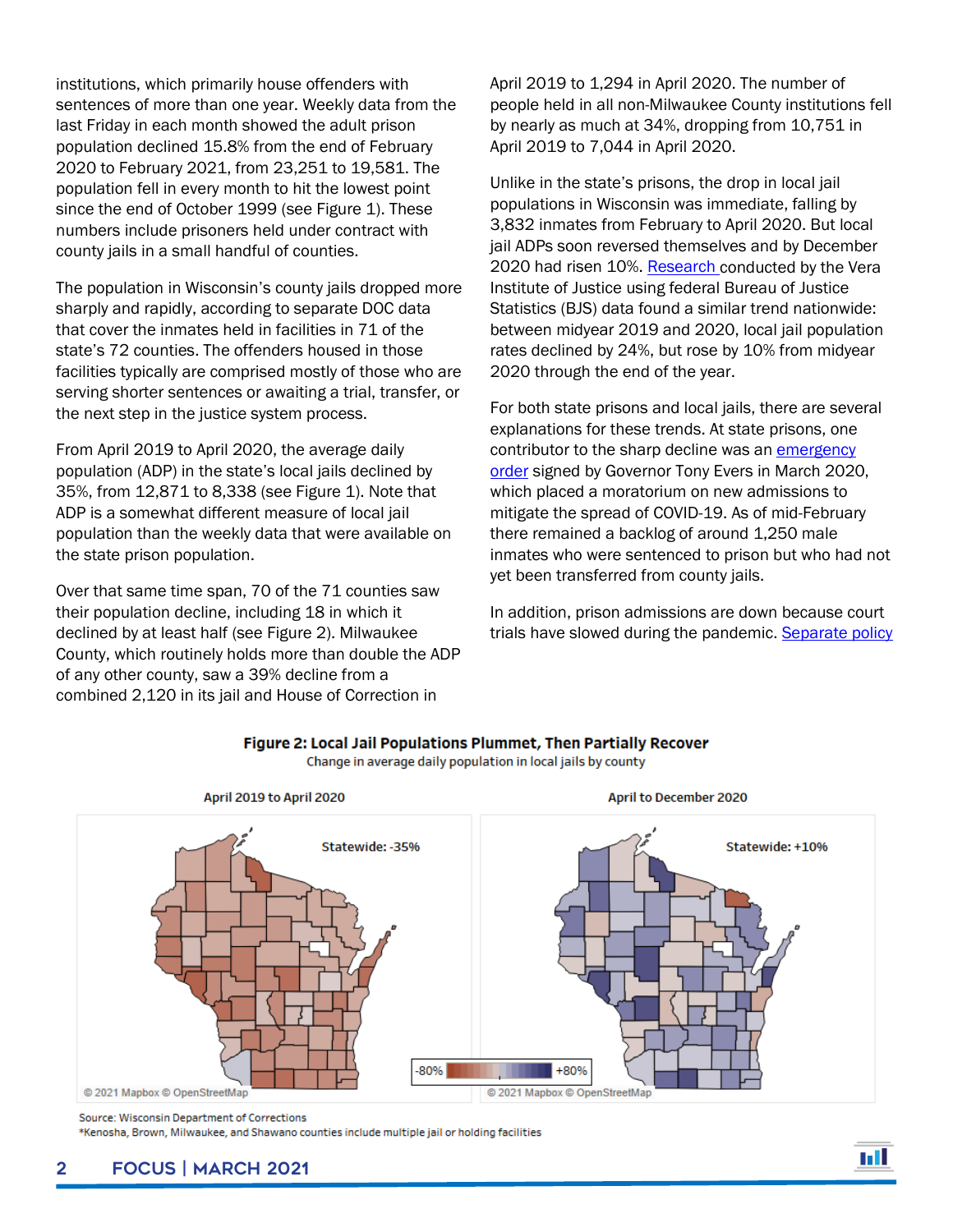institutions, which primarily house offenders with sentences of more than one year. Weekly data from the last Friday in each month showed the adult prison population declined 15.8% from the end of February 2020 to February 2021, from 23,251 to 19,581. The population fell in every month to hit the lowest point since the end of October 1999 (see Figure 1). These numbers include prisoners held under contract with county jails in a small handful of counties.

The population in Wisconsin's county jails dropped more sharply and rapidly, according to separate DOC data that cover the inmates held in facilities in 71 of the state's 72 counties. The offenders housed in those facilities typically are comprised mostly of those who are serving shorter sentences or awaiting a trial, transfer, or the next step in the justice system process.

From April 2019 to April 2020, the average daily population (ADP) in the state's local jails declined by 35%, from 12,871 to 8,338 (see Figure 1). Note that ADP is a somewhat different measure of local jail population than the weekly data that were available on the state prison population.

Over that same time span, 70 of the 71 counties saw their population decline, including 18 in which it declined by at least half (see Figure 2). Milwaukee County, which routinely holds more than double the ADP of any other county, saw a 39% decline from a combined 2,120 in its jail and House of Correction in April 2019 to 1,294 in April 2020. The number of people held in all non-Milwaukee County institutions fell by nearly as much at 34%, dropping from 10,751 in April 2019 to 7,044 in April 2020.

Unlike in the state's prisons, the drop in local jail populations in Wisconsin was immediate, falling by 3,832 inmates from February to April 2020. But local jail ADPs soon reversed themselves and by December 2020 had risen 10%. Research conducted by the Vera Institute of Justice using federal Bureau of Justice Statistics (BJS) data found a similar trend nationwide: between midyear 2019 and 2020, local jail population rates declined by 24%, but rose by 10% from midyear 2020 through the end of the year.

For both state prisons and local jails, there are several explanations for these trends. At state prisons, one contributor to the sharp decline was an emergency order signed by Governor Tony Evers in March 2020, which placed a moratorium on new admissions to mitigate the spread of COVID-19. As of mid-February there remained a backlog of around 1,250 male inmates who were sentenced to prison but who had not yet been transferred from county jails.

In addition, prison admissions are down because court trials have slowed during the pandemic. Separate policy

**Figure 2: Local Jail Populations Plummet, Then Partially Recover**

Change in average daily population in local jails by county

April 2019 to April 2020 — Statewide: -35%

April to December 2020 — Statewide: +10%

-80% — +80%

© 2021 Mapbox © OpenStreetMap

Source: Wisconsin Department of Corrections

*Kenosha, Brown, Milwaukee, and Shawano counties include multiple jail or holding facilities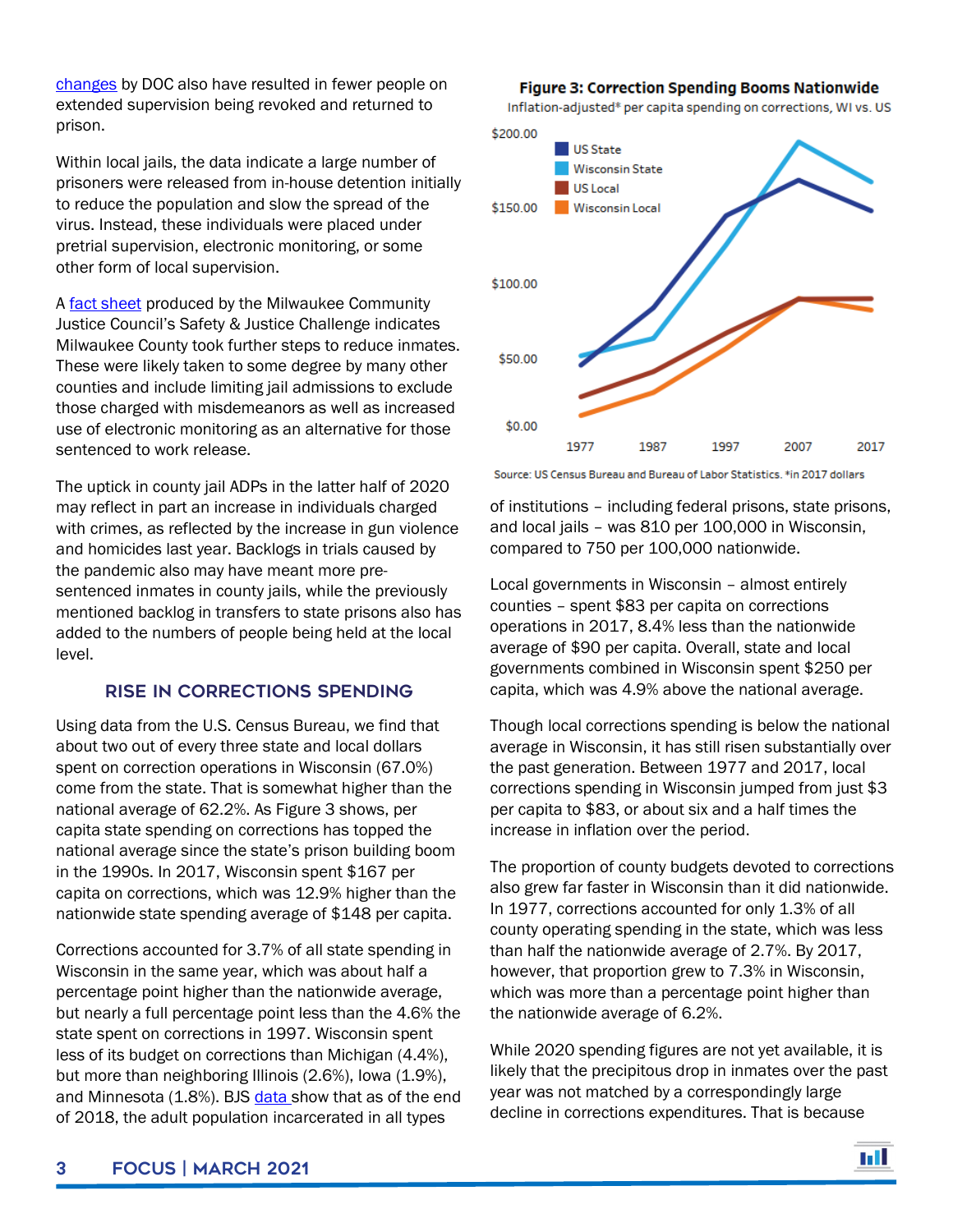changes by DOC also have resulted in fewer people on extended supervision being revoked and returned to prison.

Within local jails, the data indicate a large number of prisoners were released from in-house detention initially to reduce the population and slow the spread of the virus. Instead, these individuals were placed under pretrial supervision, electronic monitoring, or some other form of local supervision.

A fact sheet produced by the Milwaukee Community Justice Council's Safety & Justice Challenge indicates Milwaukee County took further steps to reduce inmates. These were likely taken to some degree by many other counties and include limiting jail admissions to exclude those charged with misdemeanors as well as increased use of electronic monitoring as an alternative for those sentenced to work release.

The uptick in county jail ADPs in the latter half of 2020 may reflect in part an increase in individuals charged with crimes, as reflected by the increase in gun violence and homicides last year. Backlogs in trials caused by the pandemic also may have meant more pre-sentenced inmates in county jails, while the previously mentioned backlog in transfers to state prisons also has added to the numbers of people being held at the local level.

## RISE IN CORRECTIONS SPENDING

Using data from the U.S. Census Bureau, we find that about two out of every three state and local dollars spent on correction operations in Wisconsin (67.0%) come from the state. That is somewhat higher than the national average of 62.2%. As Figure 3 shows, per capita state spending on corrections has topped the national average since the state's prison building boom in the 1990s. In 2017, Wisconsin spent $167 per capita on corrections, which was 12.9% higher than the nationwide state spending average of $148 per capita.

Corrections accounted for 3.7% of all state spending in Wisconsin in the same year, which was about half a percentage point higher than the nationwide average, but nearly a full percentage point less than the 4.6% the state spent on corrections in 1997. Wisconsin spent less of its budget on corrections than Michigan (4.4%), but more than neighboring Illinois (2.6%), Iowa (1.9%), and Minnesota (1.8%). BJS data show that as of the end of 2018, the adult population incarcerated in all types of institutions – including federal prisons, state prisons, and local jails – was 810 per 100,000 in Wisconsin, compared to 750 per 100,000 nationwide.

**Figure 3: Correction Spending Booms Nationwide**

Inflation-adjusted* per capita spending on corrections, WI vs. US

Source: US Census Bureau and Bureau of Labor Statistics. *in 2017 dollars

Local governments in Wisconsin – almost entirely counties – spent $83 per capita on corrections operations in 2017, 8.4% less than the nationwide average of $90 per capita. Overall, state and local governments combined in Wisconsin spent $250 per capita, which was 4.9% above the national average.

Though local corrections spending is below the national average in Wisconsin, it has still risen substantially over the past generation. Between 1977 and 2017, local corrections spending in Wisconsin jumped from just $3 per capita to $83, or about six and a half times the increase in inflation over the period.

The proportion of county budgets devoted to corrections also grew far faster in Wisconsin than it did nationwide. In 1977, corrections accounted for only 1.3% of all county operating spending in the state, which was less than half the nationwide average of 2.7%. By 2017, however, that proportion grew to 7.3% in Wisconsin, which was more than a percentage point higher than the nationwide average of 6.2%.

While 2020 spending figures are not yet available, it is likely that the precipitous drop in inmates over the past year was not matched by a correspondingly large decline in corrections expenditures. That is because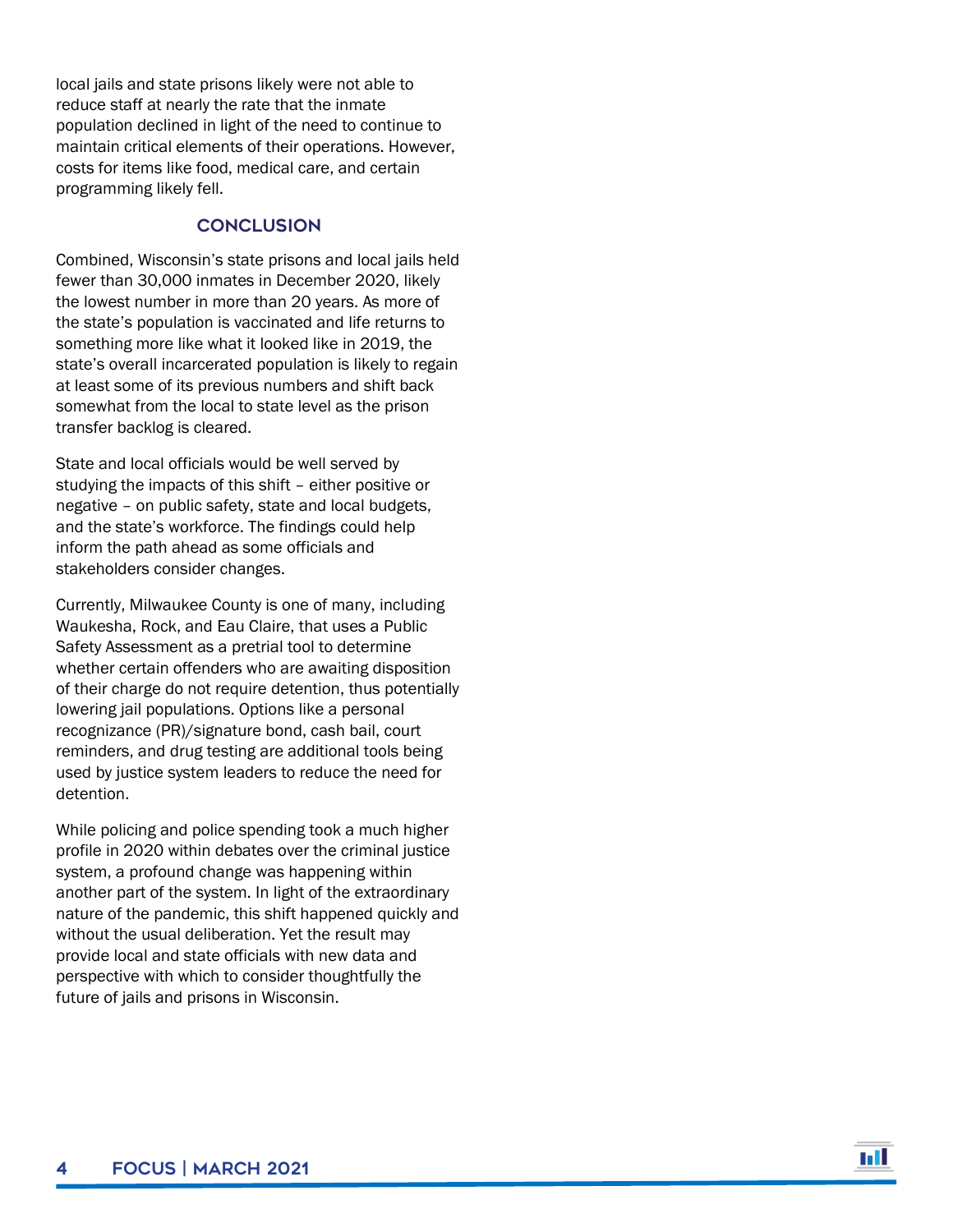local jails and state prisons likely were not able to reduce staff at nearly the rate that the inmate population declined in light of the need to continue to maintain critical elements of their operations. However, costs for items like food, medical care, and certain programming likely fell.

## CONCLUSION

Combined, Wisconsin's state prisons and local jails held fewer than 30,000 inmates in December 2020, likely the lowest number in more than 20 years. As more of the state's population is vaccinated and life returns to something more like what it looked like in 2019, the state's overall incarcerated population is likely to regain at least some of its previous numbers and shift back somewhat from the local to state level as the prison transfer backlog is cleared.

State and local officials would be well served by studying the impacts of this shift – either positive or negative – on public safety, state and local budgets, and the state's workforce. The findings could help inform the path ahead as some officials and stakeholders consider changes.

Currently, Milwaukee County is one of many, including Waukesha, Rock, and Eau Claire, that uses a Public Safety Assessment as a pretrial tool to determine whether certain offenders who are awaiting disposition of their charge do not require detention, thus potentially lowering jail populations. Options like a personal recognizance (PR)/signature bond, cash bail, court reminders, and drug testing are additional tools being used by justice system leaders to reduce the need for detention.

While policing and police spending took a much higher profile in 2020 within debates over the criminal justice system, a profound change was happening within another part of the system. In light of the extraordinary nature of the pandemic, this shift happened quickly and without the usual deliberation. Yet the result may provide local and state officials with new data and perspective with which to consider thoughtfully the future of jails and prisons in Wisconsin.